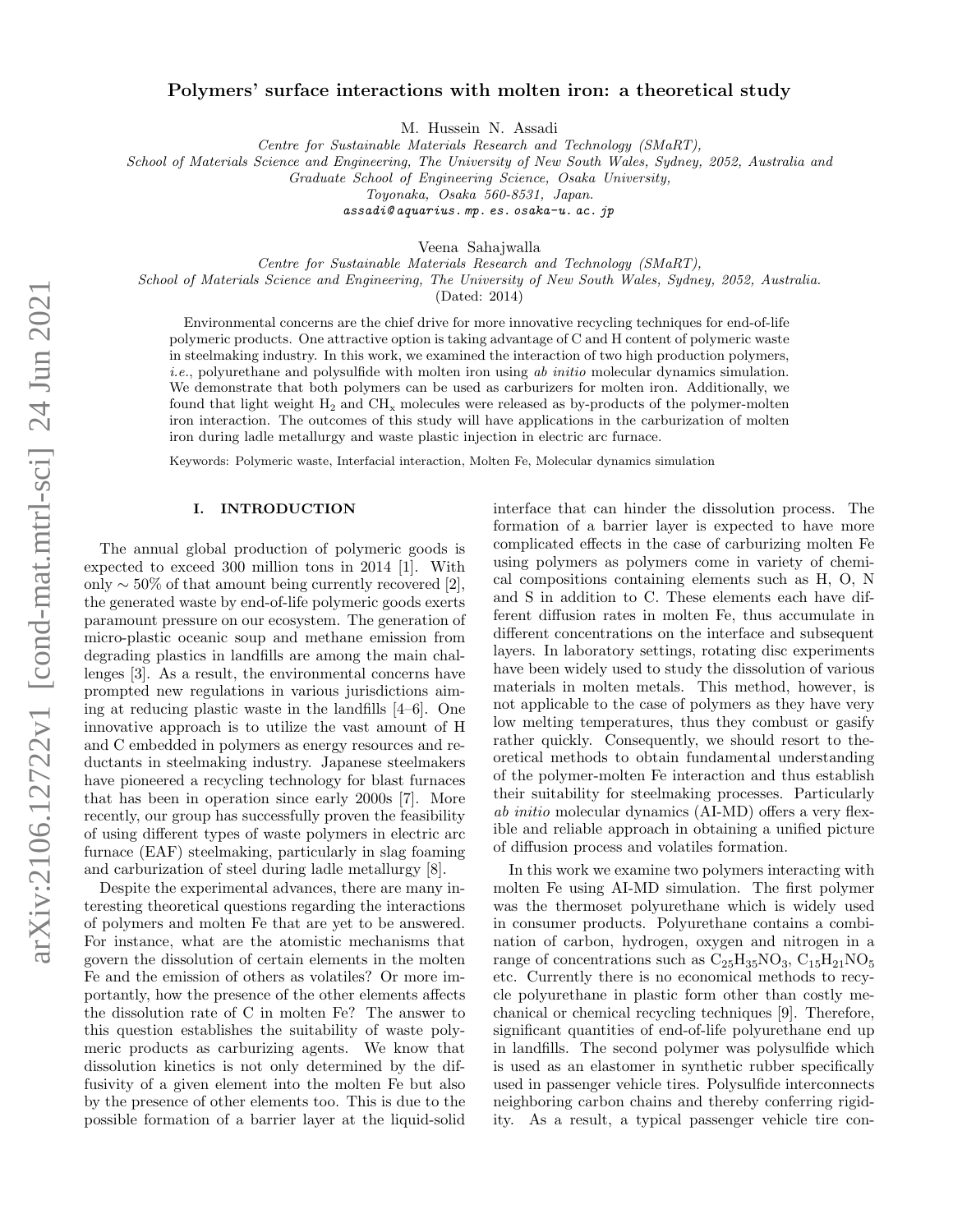# Polymers' surface interactions with molten iron: a theoretical study

M. Hussein N. Assadi

*Centre for Sustainable Materials Research and Technology (SMaRT), School of Materials Science and Engineering, The University of New South Wales, Sydney, 2052, Australia and Graduate School of Engineering Science, Osaka University, Toyonaka, Osaka 560-8531, Japan.*
assadi@aquarius.mp.es.osaka-u.ac.jp

Veena Sahajwalla

*Centre for Sustainable Materials Research and Technology (SMaRT), School of Materials Science and Engineering, The University of New South Wales, Sydney, 2052, Australia.*
(Dated: 2014)

Environmental concerns are the chief drive for more innovative recycling techniques for end-of-life polymeric products. One attractive option is taking advantage of C and H content of polymeric waste in steelmaking industry. In this work, we examined the interaction of two high production polymers, *i.e.*, polyurethane and polysulfide with molten iron using *ab initio* molecular dynamics simulation. We demonstrate that both polymers can be used as carburizers for molten iron. Additionally, we found that light weight $H_2$ and $CH_x$ molecules were released as by-products of the polymer-molten iron interaction. The outcomes of this study will have applications in the carburization of molten iron during ladle metallurgy and waste plastic injection in electric arc furnace.

Keywords: Polymeric waste, Interfacial interaction, Molten Fe, Molecular dynamics simulation

## I. INTRODUCTION

The annual global production of polymeric goods is expected to exceed 300 million tons in 2014 [1]. With only ∼ 50% of that amount being currently recovered [2], the generated waste by end-of-life polymeric goods exerts paramount pressure on our ecosystem. The generation of micro-plastic oceanic soup and methane emission from degrading plastics in landfills are among the main challenges [3]. As a result, the environmental concerns have prompted new regulations in various jurisdictions aiming at reducing plastic waste in the landfills [4–6]. One innovative approach is to utilize the vast amount of H and C embedded in polymers as energy resources and reductants in steelmaking industry. Japanese steelmakers have pioneered a recycling technology for blast furnaces that has been in operation since early 2000s [7]. More recently, our group has successfully proven the feasibility of using different types of waste polymers in electric arc furnace (EAF) steelmaking, particularly in slag foaming and carburization of steel during ladle metallurgy [8].

Despite the experimental advances, there are many interesting theoretical questions regarding the interactions of polymers and molten Fe that are yet to be answered. For instance, what are the atomistic mechanisms that govern the dissolution of certain elements in the molten Fe and the emission of others as volatiles? Or more importantly, how the presence of the other elements affects the dissolution rate of C in molten Fe? The answer to this question establishes the suitability of waste polymeric products as carburizing agents. We know that dissolution kinetics is not only determined by the diffusivity of a given element into the molten Fe but also by the presence of other elements too. This is due to the possible formation of a barrier layer at the liquid-solid interface that can hinder the dissolution process. The formation of a barrier layer is expected to have more complicated effects in the case of carburizing molten Fe using polymers as polymers come in variety of chemical compositions containing elements such as H, O, N and S in addition to C. These elements each have different diffusion rates in molten Fe, thus accumulate in different concentrations on the interface and subsequent layers. In laboratory settings, rotating disc experiments have been widely used to study the dissolution of various materials in molten metals. This method, however, is not applicable to the case of polymers as they have very low melting temperatures, thus they combust or gasify rather quickly. Consequently, we should resort to theoretical methods to obtain fundamental understanding of the polymer-molten Fe interaction and thus establish their suitability for steelmaking processes. Particularly *ab initio* molecular dynamics (AI-MD) offers a very flexible and reliable approach in obtaining a unified picture of diffusion process and volatiles formation.

In this work we examine two polymers interacting with molten Fe using AI-MD simulation. The first polymer was the thermoset polyurethane which is widely used in consumer products. Polyurethane contains a combination of carbon, hydrogen, oxygen and nitrogen in a range of concentrations such as $C_{25}H_{35}NO_3$, $C_{15}H_{21}NO_5$ etc. Currently there is no economical methods to recycle polyurethane in plastic form other than costly mechanical or chemical recycling techniques [9]. Therefore, significant quantities of end-of-life polyurethane end up in landfills. The second polymer was polysulfide which is used as an elastomer in synthetic rubber specifically used in passenger vehicle tires. Polysulfide interconnects neighboring carbon chains and thereby conferring rigidity. As a result, a typical passenger vehicle tire con-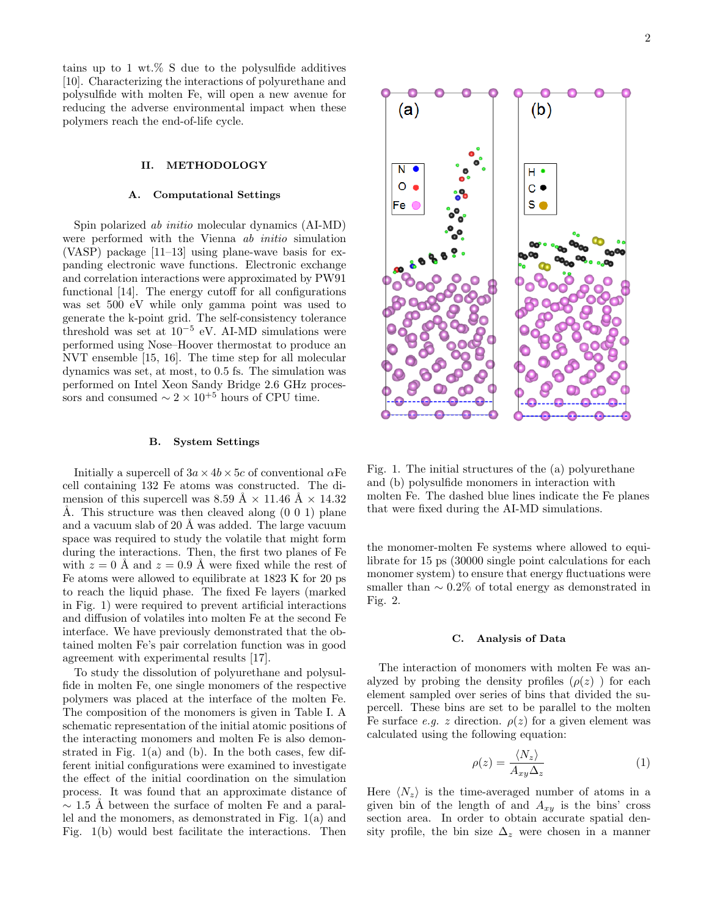tains up to 1 wt.% S due to the polysulfide additives [10]. Characterizing the interactions of polyurethane and polysulfide with molten Fe, will open a new avenue for reducing the adverse environmental impact when these polymers reach the end-of-life cycle.

## II. METHODOLOGY

### A. Computational Settings

Spin polarized *ab initio* molecular dynamics (AI-MD) were performed with the Vienna *ab initio* simulation (VASP) package [11–13] using plane-wave basis for expanding electronic wave functions. Electronic exchange and correlation interactions were approximated by PW91 functional [14]. The energy cutoff for all configurations was set 500 eV while only gamma point was used to generate the k-point grid. The self-consistency tolerance threshold was set at $10^{-5}$ eV. AI-MD simulations were performed using Nose–Hoover thermostat to produce an NVT ensemble [15, 16]. The time step for all molecular dynamics was set, at most, to 0.5 fs. The simulation was performed on Intel Xeon Sandy Bridge 2.6 GHz processors and consumed $\sim 2 \times 10^{+5}$ hours of CPU time.

### B. System Settings

Initially a supercell of $3a \times 4b \times 5c$ of conventional $\alpha$Fe cell containing 132 Fe atoms was constructed. The dimension of this supercell was 8.59 Å × 11.46 Å × 14.32 Å. This structure was then cleaved along (0 0 1) plane and a vacuum slab of 20 Å was added. The large vacuum space was required to study the volatile that might form during the interactions. Then, the first two planes of Fe with $z = 0$ Å and $z = 0.9$ Å were fixed while the rest of Fe atoms were allowed to equilibrate at 1823 K for 20 ps to reach the liquid phase. The fixed Fe layers (marked in Fig. 1) were required to prevent artificial interactions and diffusion of volatiles into molten Fe at the second Fe interface. We have previously demonstrated that the obtained molten Fe's pair correlation function was in good agreement with experimental results [17].

To study the dissolution of polyurethane and polysulfide in molten Fe, one single monomers of the respective polymers was placed at the interface of the molten Fe. The composition of the monomers is given in Table I. A schematic representation of the initial atomic positions of the interacting monomers and molten Fe is also demonstrated in Fig. 1(a) and (b). In the both cases, few different initial configurations were examined to investigate the effect of the initial coordination on the simulation process. It was found that an approximate distance of $\sim 1.5$ Å between the surface of molten Fe and a parallel and the monomers, as demonstrated in Fig. 1(a) and Fig. 1(b) would best facilitate the interactions. Then the monomer-molten Fe systems where allowed to equilibrate for 15 ps (30000 single point calculations for each monomer system) to ensure that energy fluctuations were smaller than $\sim 0.2\%$ of total energy as demonstrated in Fig. 2.

Fig. 1. The initial structures of the (a) polyurethane and (b) polysulfide monomers in interaction with molten Fe. The dashed blue lines indicate the Fe planes that were fixed during the AI-MD simulations.

### C. Analysis of Data

The interaction of monomers with molten Fe was analyzed by probing the density profiles ($\rho(z)$ ) for each element sampled over series of bins that divided the supercell. These bins are set to be parallel to the molten Fe surface *e.g.* $z$ direction. $\rho(z)$ for a given element was calculated using the following equation:

$$\rho(z) = \frac{\langle N_z \rangle}{A_{xy} \Delta_z} \tag{1}$$

Here $\langle N_z \rangle$ is the time-averaged number of atoms in a given bin of the length of and $A_{xy}$ is the bins' cross section area. In order to obtain accurate spatial density profile, the bin size $\Delta_z$ were chosen in a manner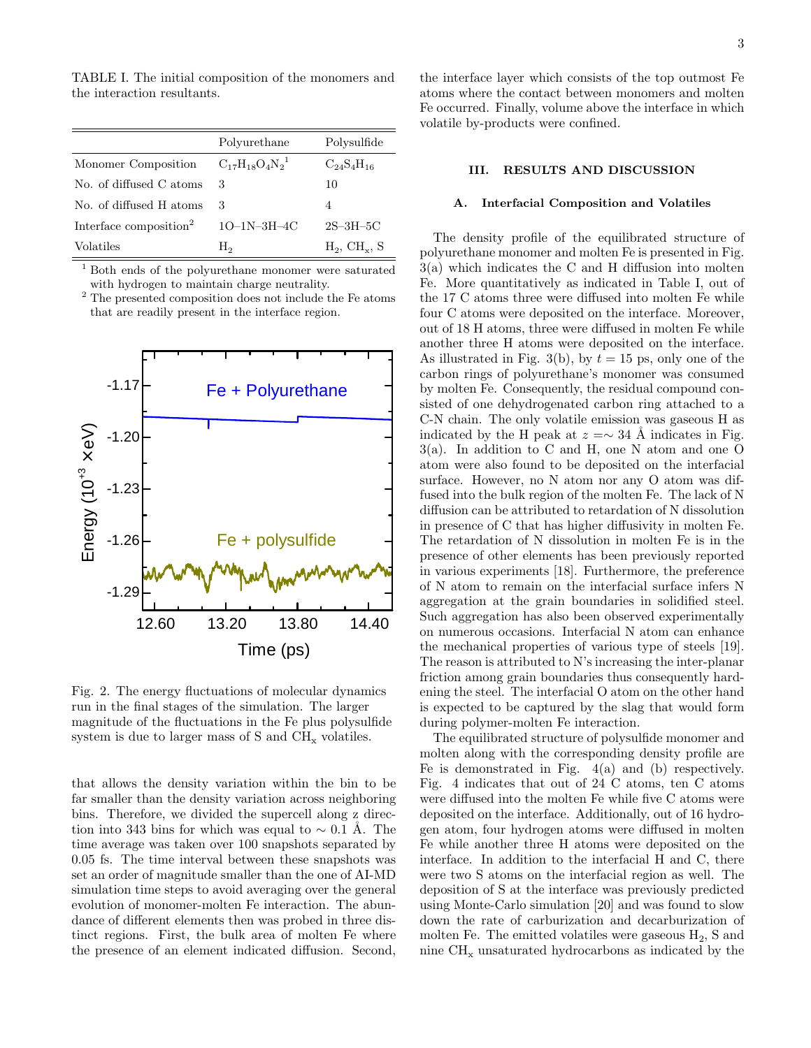TABLE I. The initial composition of the monomers and the interaction resultants.

| | Polyurethane | Polysulfide |
|---|---|---|
| Monomer Composition | $C_{17}H_{18}O_4N_2$[1] | $C_{24}S_4H_{16}$ |
| No. of diffused C atoms | 3 | 10 |
| No. of diffused H atoms | 3 | 4 |
| Interface composition[2] | 1O–1N–3H–4C | 2S–3H–5C |
| Volatiles | $H_2$ | $H_2$, $CH_x$, S |

[1] Both ends of the polyurethane monomer were saturated with hydrogen to maintain charge neutrality.

[2] The presented composition does not include the Fe atoms that are readily present in the interface region.

Fig. 2. The energy fluctuations of molecular dynamics run in the final stages of the simulation. The larger magnitude of the fluctuations in the Fe plus polysulfide system is due to larger mass of S and $CH_x$ volatiles.

that allows the density variation within the bin to be far smaller than the density variation across neighboring bins. Therefore, we divided the supercell along z direction into 343 bins for which was equal to $\sim 0.1$ Å. The time average was taken over 100 snapshots separated by 0.05 fs. The time interval between these snapshots was set an order of magnitude smaller than the one of AI-MD simulation time steps to avoid averaging over the general evolution of monomer-molten Fe interaction. The abundance of different elements then was probed in three distinct regions. First, the bulk area of molten Fe where the presence of an element indicated diffusion. Second, the interface layer which consists of the top outmost Fe atoms where the contact between monomers and molten Fe occurred. Finally, volume above the interface in which volatile by-products were confined.

## III. RESULTS AND DISCUSSION

### A. Interfacial Composition and Volatiles

The density profile of the equilibrated structure of polyurethane monomer and molten Fe is presented in Fig. 3(a) which indicates the C and H diffusion into molten Fe. More quantitatively as indicated in Table I, out of the 17 C atoms three were diffused into molten Fe while four C atoms were deposited on the interface. Moreover, out of 18 H atoms, three were diffused in molten Fe while another three H atoms were deposited on the interface. As illustrated in Fig. 3(b), by $t = 15$ ps, only one of the carbon rings of polyurethane's monomer was consumed by molten Fe. Consequently, the residual compound consisted of one dehydrogenated carbon ring attached to a C-N chain. The only volatile emission was gaseous H as indicated by the H peak at $z = \sim 34$ Å indicates in Fig. 3(a). In addition to C and H, one N atom and one O atom were also found to be deposited on the interfacial surface. However, no N atom nor any O atom was diffused into the bulk region of the molten Fe. The lack of N diffusion can be attributed to retardation of N dissolution in presence of C that has higher diffusivity in molten Fe. The retardation of N dissolution in molten Fe is in the presence of other elements has been previously reported in various experiments [18]. Furthermore, the preference of N atom to remain on the interfacial surface infers N aggregation at the grain boundaries in solidified steel. Such aggregation has also been observed experimentally on numerous occasions. Interfacial N atom can enhance the mechanical properties of various type of steels [19]. The reason is attributed to N's increasing the inter-planar friction among grain boundaries thus consequently hardening the steel. The interfacial O atom on the other hand is expected to be captured by the slag that would form during polymer-molten Fe interaction.

The equilibrated structure of polysulfide monomer and molten along with the corresponding density profile are Fe is demonstrated in Fig. 4(a) and (b) respectively. Fig. 4 indicates that out of 24 C atoms, ten C atoms were diffused into the molten Fe while five C atoms were deposited on the interface. Additionally, out of 16 hydrogen atom, four hydrogen atoms were diffused in molten Fe while another three H atoms were deposited on the interface. In addition to the interfacial H and C, there were two S atoms on the interfacial region as well. The deposition of S at the interface was previously predicted using Monte-Carlo simulation [20] and was found to slow down the rate of carburization and decarburization of molten Fe. The emitted volatiles were gaseous $H_2$, S and nine $CH_x$ unsaturated hydrocarbons as indicated by the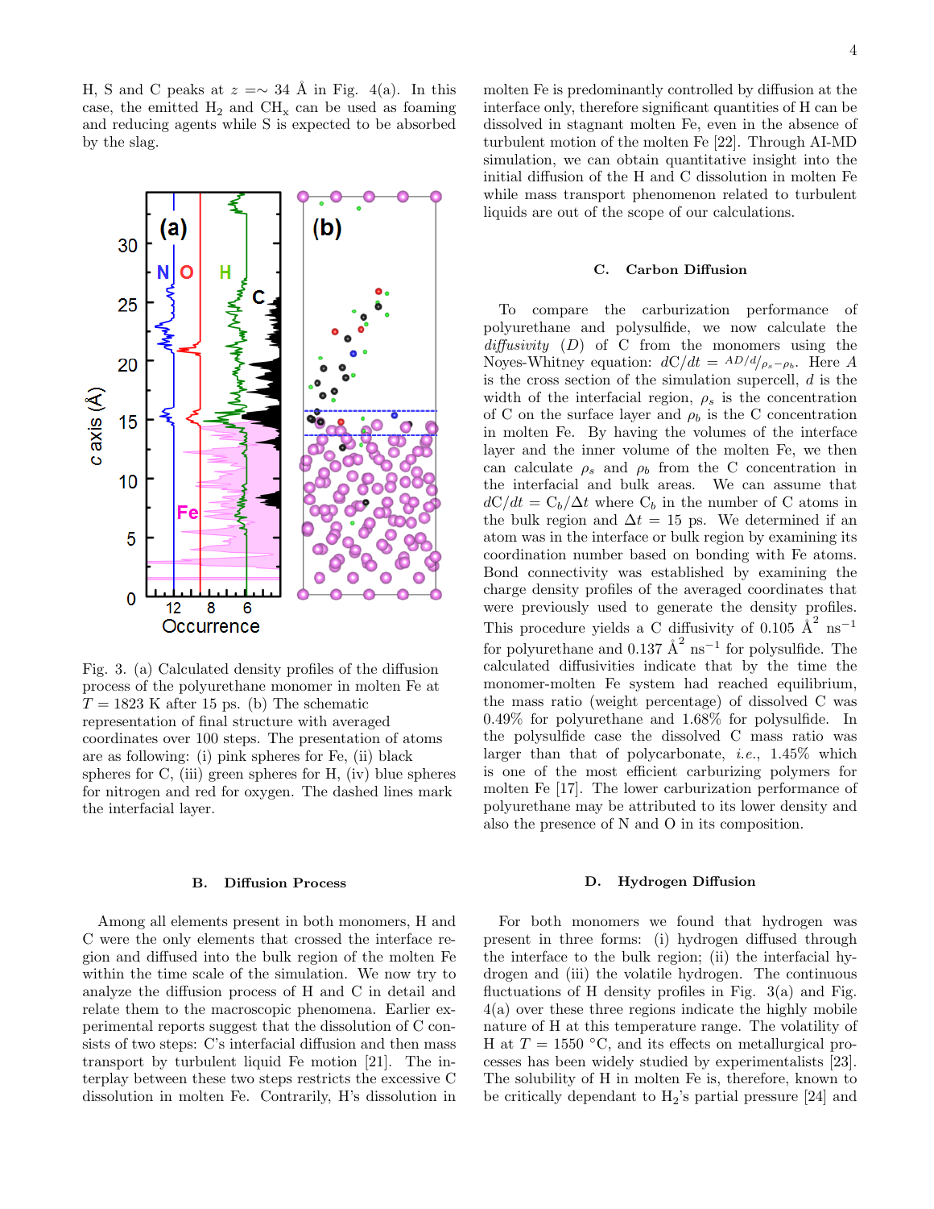H, S and C peaks at $z$ =∼ 34 Å in Fig. 4(a). In this case, the emitted $H_2$ and $CH_x$ can be used as foaming and reducing agents while S is expected to be absorbed by the slag.

Fig. 3. (a) Calculated density profiles of the diffusion process of the polyurethane monomer in molten Fe at $T$ = 1823 K after 15 ps. (b) The schematic representation of final structure with averaged coordinates over 100 steps. The presentation of atoms are as following: (i) pink spheres for Fe, (ii) black spheres for C, (iii) green spheres for H, (iv) blue spheres for nitrogen and red for oxygen. The dashed lines mark the interfacial layer.

### B. Diffusion Process

Among all elements present in both monomers, H and C were the only elements that crossed the interface region and diffused into the bulk region of the molten Fe within the time scale of the simulation. We now try to analyze the diffusion process of H and C in detail and relate them to the macroscopic phenomena. Earlier experimental reports suggest that the dissolution of C consists of two steps: C's interfacial diffusion and then mass transport by turbulent liquid Fe motion [21]. The interplay between these two steps restricts the excessive C dissolution in molten Fe. Contrarily, H's dissolution in molten Fe is predominantly controlled by diffusion at the interface only, therefore significant quantities of H can be dissolved in stagnant molten Fe, even in the absence of turbulent motion of the molten Fe [22]. Through AI-MD simulation, we can obtain quantitative insight into the initial diffusion of the H and C dissolution in molten Fe while mass transport phenomenon related to turbulent liquids are out of the scope of our calculations.

### C. Carbon Diffusion

To compare the carburization performance of polyurethane and polysulfide, we now calculate the *diffusivity* ($D$) of C from the monomers using the Noyes-Whitney equation: $dC/dt = {}^{AD/d}/_{\rho_s - \rho_b}$. Here $A$ is the cross section of the simulation supercell, $d$ is the width of the interfacial region, $\rho_s$ is the concentration of C on the surface layer and $\rho_b$ is the C concentration in molten Fe. By having the volumes of the interface layer and the inner volume of the molten Fe, we then can calculate $\rho_s$ and $\rho_b$ from the C concentration in the interfacial and bulk areas. We can assume that $dC/dt = C_b/\Delta t$ where $C_b$ in the number of C atoms in the bulk region and $\Delta t$ = 15 ps. We determined if an atom was in the interface or bulk region by examining its coordination number based on bonding with Fe atoms. Bond connectivity was established by examining the charge density profiles of the averaged coordinates that were previously used to generate the density profiles. This procedure yields a C diffusivity of 0.105 $\text{Å}^2\ \text{ns}^{-1}$ for polyurethane and 0.137 $\text{Å}^2\ \text{ns}^{-1}$ for polysulfide. The calculated diffusivities indicate that by the time the monomer-molten Fe system had reached equilibrium, the mass ratio (weight percentage) of dissolved C was 0.49% for polyurethane and 1.68% for polysulfide. In the polysulfide case the dissolved C mass ratio was larger than that of polycarbonate, *i.e.*, 1.45% which is one of the most efficient carburizing polymers for molten Fe [17]. The lower carburization performance of polyurethane may be attributed to its lower density and also the presence of N and O in its composition.

### D. Hydrogen Diffusion

For both monomers we found that hydrogen was present in three forms: (i) hydrogen diffused through the interface to the bulk region; (ii) the interfacial hydrogen and (iii) the volatile hydrogen. The continuous fluctuations of H density profiles in Fig. 3(a) and Fig. 4(a) over these three regions indicate the highly mobile nature of H at this temperature range. The volatility of H at $T$ = 1550 °C, and its effects on metallurgical processes has been widely studied by experimentalists [23]. The solubility of H in molten Fe is, therefore, known to be critically dependant to $H_2$'s partial pressure [24] and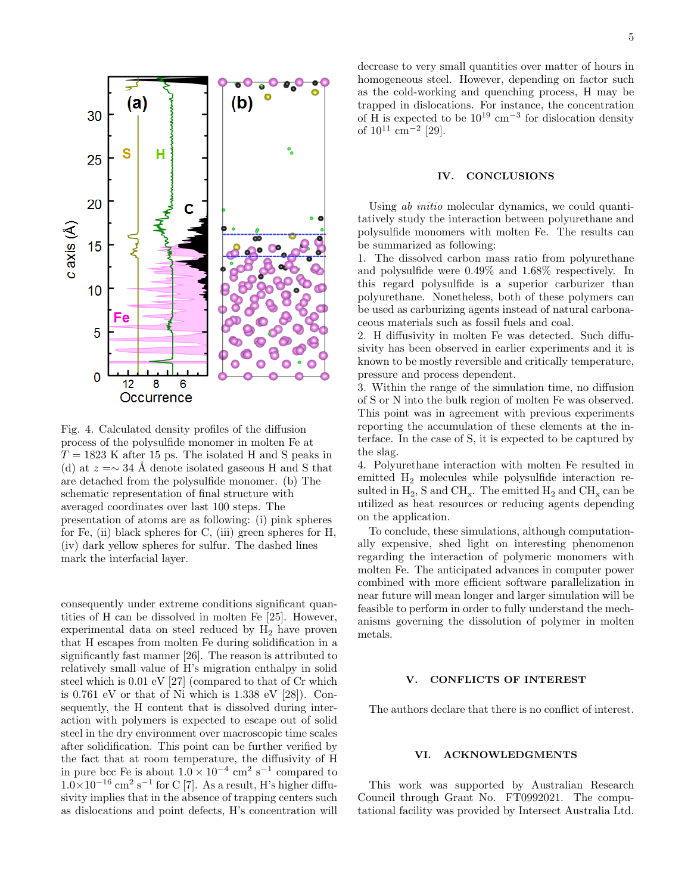Fig. 4. Calculated density profiles of the diffusion process of the polysulfide monomer in molten Fe at $T = 1823$ K after 15 ps. The isolated H and S peaks in (d) at $z = \sim 34$ Å denote isolated gaseous H and S that are detached from the polysulfide monomer. (b) The schematic representation of final structure with averaged coordinates over last 100 steps. The presentation of atoms are as following: (i) pink spheres for Fe, (ii) black spheres for C, (iii) green spheres for H, (iv) dark yellow spheres for sulfur. The dashed lines mark the interfacial layer.

consequently under extreme conditions significant quantities of H can be dissolved in molten Fe [25]. However, experimental data on steel reduced by $H_2$ have proven that H escapes from molten Fe during solidification in a significantly fast manner [26]. The reason is attributed to relatively small value of H's migration enthalpy in solid steel which is 0.01 eV [27] (compared to that of Cr which is 0.761 eV or that of Ni which is 1.338 eV [28]). Consequently, the H content that is dissolved during interaction with polymers is expected to escape out of solid steel in the dry environment over macroscopic time scales after solidification. This point can be further verified by the fact that at room temperature, the diffusivity of H in pure bcc Fe is about $1.0 \times 10^{-4}$ cm$^2$ s$^{-1}$ compared to $1.0 \times 10^{-16}$ cm$^2$ s$^{-1}$ for C [7]. As a result, H's higher diffusivity implies that in the absence of trapping centers such as dislocations and point defects, H's concentration will decrease to very small quantities over matter of hours in homogeneous steel. However, depending on factor such as the cold-working and quenching process, H may be trapped in dislocations. For instance, the concentration of H is expected to be $10^{19}$ cm$^{-3}$ for dislocation density of $10^{11}$ cm$^{-2}$ [29].

## IV. CONCLUSIONS

Using *ab initio* molecular dynamics, we could quantitatively study the interaction between polyurethane and polysulfide monomers with molten Fe. The results can be summarized as following:

1. The dissolved carbon mass ratio from polyurethane and polysulfide were 0.49% and 1.68% respectively. In this regard polysulfide is a superior carburizer than polyurethane. Nonetheless, both of these polymers can be used as carburizing agents instead of natural carbonaceous materials such as fossil fuels and coal.
2. H diffusivity in molten Fe was detected. Such diffusivity has been observed in earlier experiments and it is known to be mostly reversible and critically temperature, pressure and process dependent.
3. Within the range of the simulation time, no diffusion of S or N into the bulk region of molten Fe was observed. This point was in agreement with previous experiments reporting the accumulation of these elements at the interface. In the case of S, it is expected to be captured by the slag.
4. Polyurethane interaction with molten Fe resulted in emitted $H_2$ molecules while polysulfide interaction resulted in $H_2$, S and $CH_x$. The emitted $H_2$ and $CH_x$ can be utilized as heat resources or reducing agents depending on the application.

To conclude, these simulations, although computationally expensive, shed light on interesting phenomenon regarding the interaction of polymeric monomers with molten Fe. The anticipated advances in computer power combined with more efficient software parallelization in near future will mean longer and larger simulation will be feasible to perform in order to fully understand the mechanisms governing the dissolution of polymer in molten metals.

## V. CONFLICTS OF INTEREST

The authors declare that there is no conflict of interest.

## VI. ACKNOWLEDGMENTS

This work was supported by Australian Research Council through Grant No. FT0992021. The computational facility was provided by Intersect Australia Ltd.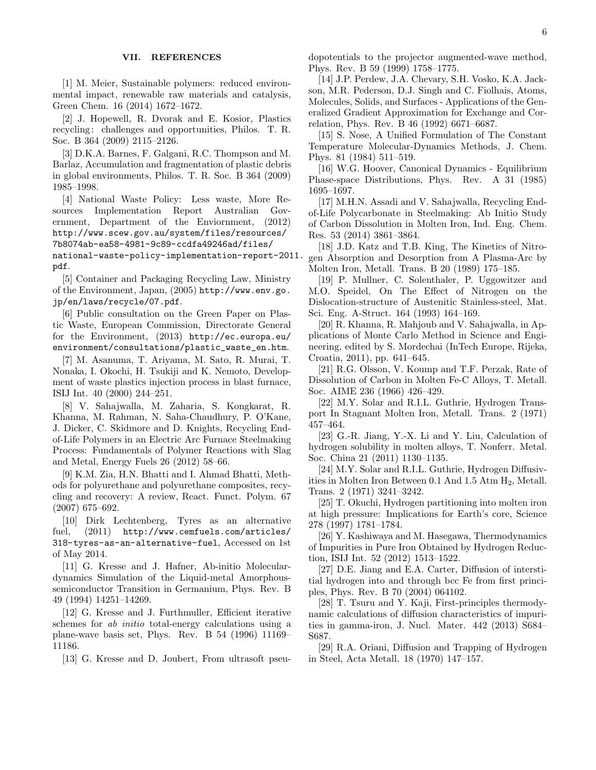## VII. REFERENCES

[1] M. Meier, Sustainable polymers: reduced environmental impact, renewable raw materials and catalysis, Green Chem. 16 (2014) 1672–1672.

[2] J. Hopewell, R. Dvorak and E. Kosior, Plastics recycling: challenges and opportunities, Philos. T. R. Soc. B 364 (2009) 2115–2126.

[3] D.K.A. Barnes, F. Galgani, R.C. Thompson and M. Barlaz, Accumulation and fragmentation of plastic debris in global environments, Philos. T. R. Soc. B 364 (2009) 1985–1998.

[4] National Waste Policy: Less waste, More Resources Implementation Report Australian Government, Department of the Enviornment, (2012) http://www.scew.gov.au/system/files/resources/7b8074ab-ea58-4981-9c89-ccdfa49246ad/files/national-waste-policy-implementation-report-2011.pdf.

[5] Container and Packaging Recycling Law, Ministry of the Environment, Japan, (2005) http://www.env.go.jp/en/laws/recycle/07.pdf.

[6] Public consultation on the Green Paper on Plastic Waste, European Commission, Directorate General for the Environment, (2013) http://ec.europa.eu/environment/consultations/plastic_waste_en.htm.

[7] M. Asanuma, T. Ariyama, M. Sato, R. Murai, T. Nonaka, I. Okochi, H. Tsukiji and K. Nemoto, Development of waste plastics injection process in blast furnace, ISIJ Int. 40 (2000) 244–251.

[8] V. Sahajwalla, M. Zaharia, S. Kongkarat, R. Khanna, M. Rahman, N. Saha-Chaudhury, P. O'Kane, J. Dicker, C. Skidmore and D. Knights, Recycling End-of-Life Polymers in an Electric Arc Furnace Steelmaking Process: Fundamentals of Polymer Reactions with Slag and Metal, Energy Fuels 26 (2012) 58–66.

[9] K.M. Zia, H.N. Bhatti and I. Ahmad Bhatti, Methods for polyurethane and polyurethane composites, recycling and recovery: A review, React. Funct. Polym. 67 (2007) 675–692.

[10] Dirk Lechtenberg, Tyres as an alternative fuel, (2011) http://www.cemfuels.com/articles/318-tyres-as-an-alternative-fuel, Accessed on 1st of May 2014.

[11] G. Kresse and J. Hafner, Ab-initio Molecular-dynamics Simulation of the Liquid-metal Amorphous-semiconductor Transition in Germanium, Phys. Rev. B 49 (1994) 14251–14269.

[12] G. Kresse and J. Furthmuller, Efficient iterative schemes for *ab initio* total-energy calculations using a plane-wave basis set, Phys. Rev. B 54 (1996) 11169–11186.

[13] G. Kresse and D. Joubert, From ultrasoft pseudopotentials to the projector augmented-wave method, Phys. Rev. B 59 (1999) 1758–1775.

[14] J.P. Perdew, J.A. Chevary, S.H. Vosko, K.A. Jackson, M.R. Pederson, D.J. Singh and C. Fiolhais, Atoms, Molecules, Solids, and Surfaces - Applications of the Generalized Gradient Approximation for Exchange and Correlation, Phys. Rev. B 46 (1992) 6671–6687.

[15] S. Nose, A Unified Formulation of The Constant Temperature Molecular-Dynamics Methods, J. Chem. Phys. 81 (1984) 511–519.

[16] W.G. Hoover, Canonical Dynamics - Equilibrium Phase-space Distributions, Phys. Rev. A 31 (1985) 1695–1697.

[17] M.H.N. Assadi and V. Sahajwalla, Recycling End-of-Life Polycarbonate in Steelmaking: Ab Initio Study of Carbon Dissolution in Molten Iron, Ind. Eng. Chem. Res. 53 (2014) 3861–3864.

[18] J.D. Katz and T.B. King, The Kinetics of Nitrogen Absorption and Desorption from A Plasma-Arc by Molten Iron, Metall. Trans. B 20 (1989) 175–185.

[19] P. Mullner, C. Solenthaler, P. Uggowitzer and M.O. Speidel, On The Effect of Nitrogen on the Dislocation-structure of Austenitic Stainless-steel, Mat. Sci. Eng. A-Struct. 164 (1993) 164–169.

[20] R. Khanna, R. Mahjoub and V. Sahajwalla, in Applications of Monte Carlo Method in Science and Engineering, edited by S. Mordechai (InTech Europe, Rijeka, Croatia, 2011), pp. 641–645.

[21] R.G. Olsson, V. Koump and T.F. Perzak, Rate of Dissolution of Carbon in Molten Fe-C Alloys, T. Metall. Soc. AIME 236 (1966) 426–429.

[22] M.Y. Solar and R.I.L. Guthrie, Hydrogen Transport In Stagnant Molten Iron, Metall. Trans. 2 (1971) 457–464.

[23] G.-R. Jiang, Y.-X. Li and Y. Liu, Calculation of hydrogen solubility in molten alloys, T. Nonferr. Metal. Soc. China 21 (2011) 1130–1135.

[24] M.Y. Solar and R.I.L. Guthrie, Hydrogen Diffusivities in Molten Iron Between 0.1 And 1.5 Atm $H_2$, Metall. Trans. 2 (1971) 3241–3242.

[25] T. Okuchi, Hydrogen partitioning into molten iron at high pressure: Implications for Earth's core, Science 278 (1997) 1781–1784.

[26] Y. Kashiwaya and M. Hasegawa, Thermodynamics of Impurities in Pure Iron Obtained by Hydrogen Reduction, ISIJ Int. 52 (2012) 1513–1522.

[27] D.E. Jiang and E.A. Carter, Diffusion of interstitial hydrogen into and through bcc Fe from first principles, Phys. Rev. B 70 (2004) 064102.

[28] T. Tsuru and Y. Kaji, First-principles thermodynamic calculations of diffusion characteristics of impurities in gamma-iron, J. Nucl. Mater. 442 (2013) S684–S687.

[29] R.A. Oriani, Diffusion and Trapping of Hydrogen in Steel, Acta Metall. 18 (1970) 147–157.